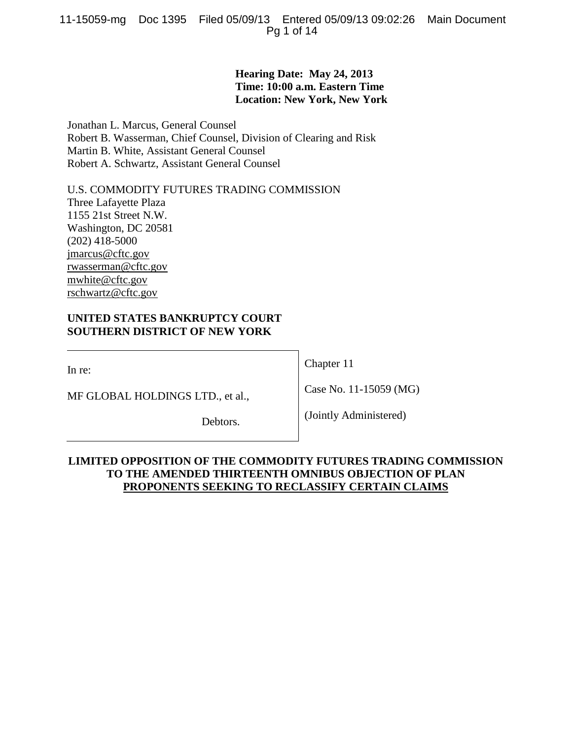**Hearing Date: May 24, 2013**
**Time: 10:00 a.m. Eastern Time**
**Location: New York, New York**

Jonathan L. Marcus, General Counsel
Robert B. Wasserman, Chief Counsel, Division of Clearing and Risk
Martin B. White, Assistant General Counsel
Robert A. Schwartz, Assistant General Counsel

U.S. COMMODITY FUTURES TRADING COMMISSION
Three Lafayette Plaza
1155 21st Street N.W.
Washington, DC 20581
(202) 418-5000
jmarcus@cftc.gov
rwasserman@cftc.gov
mwhite@cftc.gov
rschwartz@cftc.gov

**UNITED STATES BANKRUPTCY COURT**
**SOUTHERN DISTRICT OF NEW YORK**

| | |
|---|---|
| In re: | Chapter 11 |
| MF GLOBAL HOLDINGS LTD., et al., | Case No. 11-15059 (MG) |
| Debtors. | (Jointly Administered) |

**LIMITED OPPOSITION OF THE COMMODITY FUTURES TRADING COMMISSION TO THE AMENDED THIRTEENTH OMNIBUS OBJECTION OF PLAN PROPONENTS SEEKING TO RECLASSIFY CERTAIN CLAIMS**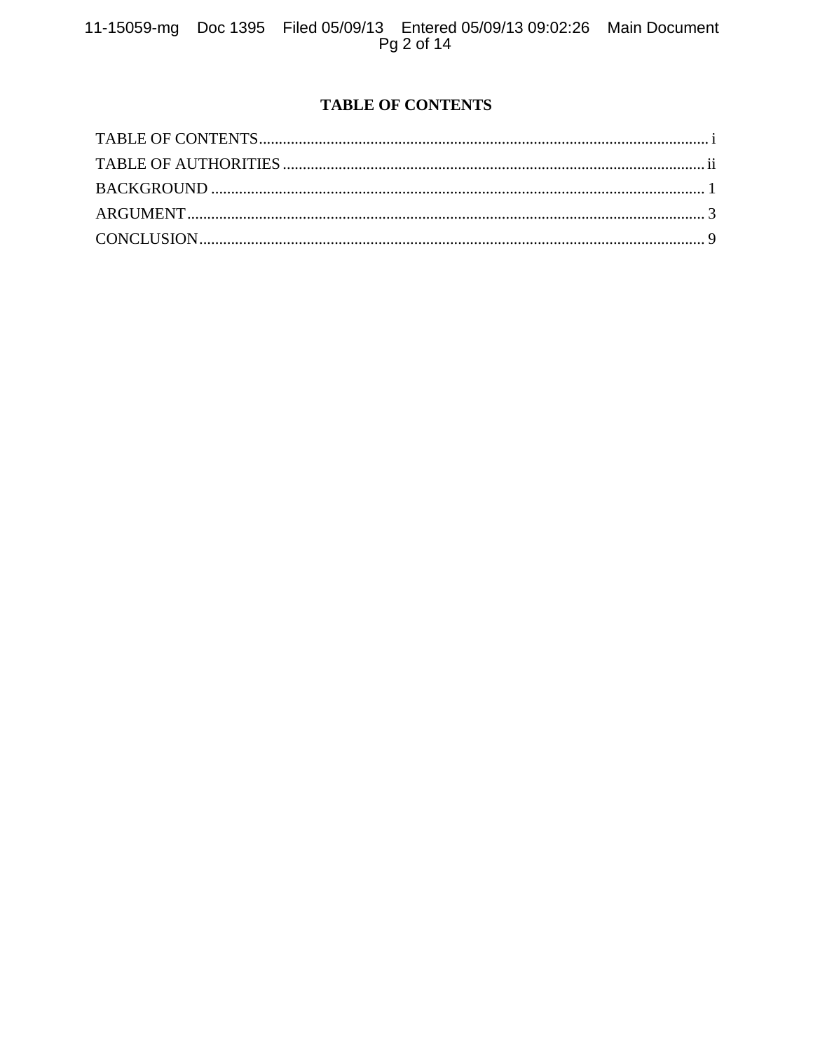# TABLE OF CONTENTS

TABLE OF CONTENTS ........................................................................................................... i

TABLE OF AUTHORITIES ................................................................................................... ii

BACKGROUND .................................................................................................................. 1

ARGUMENT ....................................................................................................................... 3

CONCLUSION .................................................................................................................... 9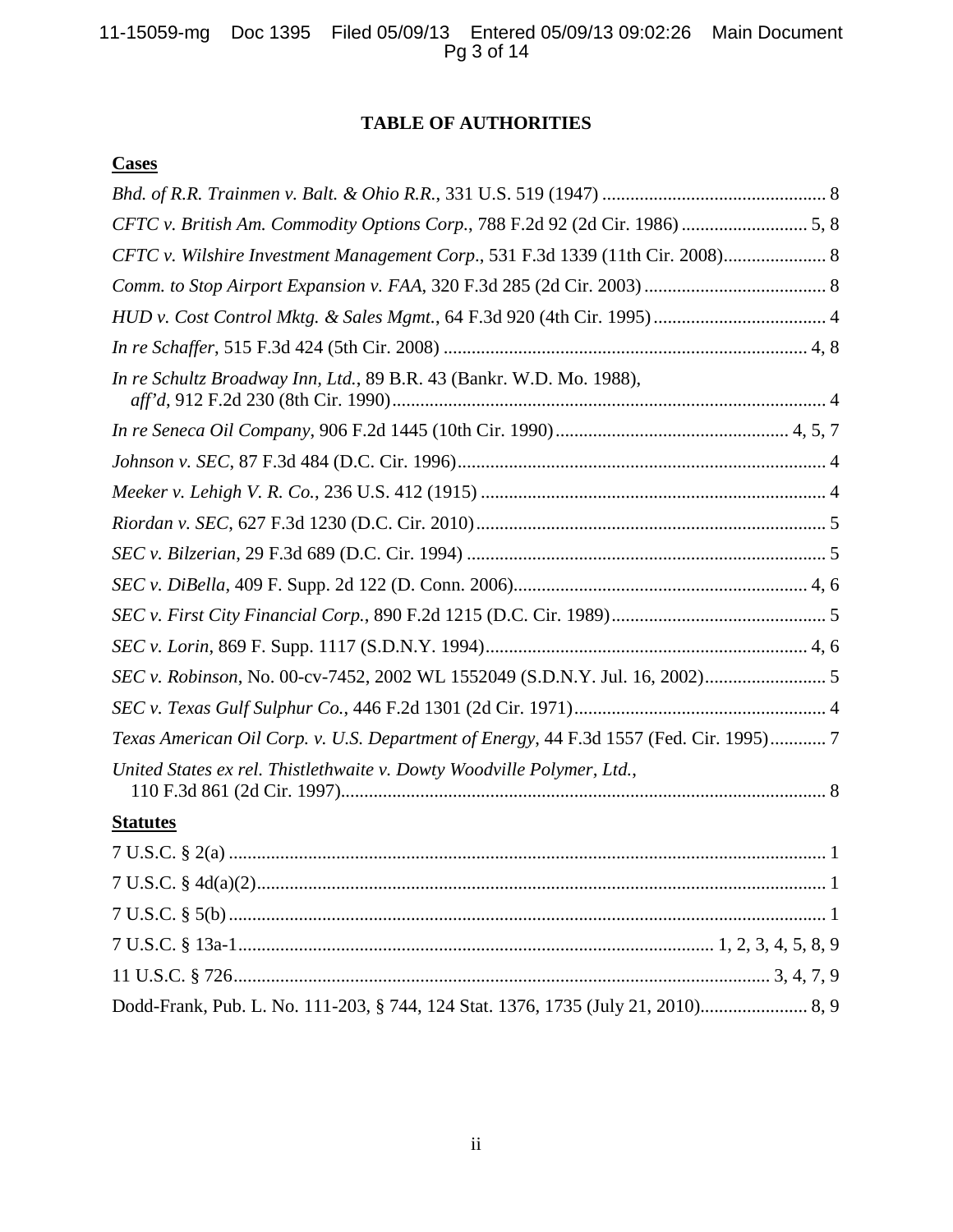# TABLE OF AUTHORITIES

## Cases

*Bhd. of R.R. Trainmen v. Balt. & Ohio R.R.*, 331 U.S. 519 (1947) ................................................ 8

*CFTC v. British Am. Commodity Options Corp.*, 788 F.2d 92 (2d Cir. 1986) ........................... 5, 8

*CFTC v. Wilshire Investment Management Corp.*, 531 F.3d 1339 (11th Cir. 2008)...................... 8

*Comm. to Stop Airport Expansion v. FAA*, 320 F.3d 285 (2d Cir. 2003) ....................................... 8

*HUD v. Cost Control Mktg. & Sales Mgmt.*, 64 F.3d 920 (4th Cir. 1995) ..................................... 4

*In re Schaffer*, 515 F.3d 424 (5th Cir. 2008) .............................................................................. 4, 8

*In re Schultz Broadway Inn, Ltd.*, 89 B.R. 43 (Bankr. W.D. Mo. 1988), *aff'd*, 912 F.2d 230 (8th Cir. 1990)............................................................................................ 4

*In re Seneca Oil Company*, 906 F.2d 1445 (10th Cir. 1990).................................................. 4, 5, 7

*Johnson v. SEC*, 87 F.3d 484 (D.C. Cir. 1996)............................................................................... 4

*Meeker v. Lehigh V. R. Co.*, 236 U.S. 412 (1915) .......................................................................... 4

*Riordan v. SEC*, 627 F.3d 1230 (D.C. Cir. 2010)........................................................................... 5

*SEC v. Bilzerian*, 29 F.3d 689 (D.C. Cir. 1994) ............................................................................. 5

*SEC v. DiBella*, 409 F. Supp. 2d 122 (D. Conn. 2006)............................................................... 4, 6

*SEC v. First City Financial Corp.*, 890 F.2d 1215 (D.C. Cir. 1989).............................................. 5

*SEC v. Lorin*, 869 F. Supp. 1117 (S.D.N.Y. 1994).................................................................... 4, 6

*SEC v. Robinson*, No. 00-cv-7452, 2002 WL 1552049 (S.D.N.Y. Jul. 16, 2002).......................... 5

*SEC v. Texas Gulf Sulphur Co.*, 446 F.2d 1301 (2d Cir. 1971)...................................................... 4

*Texas American Oil Corp. v. U.S. Department of Energy*, 44 F.3d 1557 (Fed. Cir. 1995)............ 7

*United States ex rel. Thistlethwaite v. Dowty Woodville Polymer, Ltd.*, 110 F.3d 861 (2d Cir. 1997)....................................................................................................... 8

## Statutes

7 U.S.C. § 2(a) ............................................................................................................................... 1

7 U.S.C. § 4d(a)(2)......................................................................................................................... 1

7 U.S.C. § 5(b) ............................................................................................................................... 1

7 U.S.C. § 13a-1..................................................................................................... 1, 2, 3, 4, 5, 8, 9

11 U.S.C. § 726................................................................................................................. 3, 4, 7, 9

Dodd-Frank, Pub. L. No. 111-203, § 744, 124 Stat. 1376, 1735 (July 21, 2010)....................... 8, 9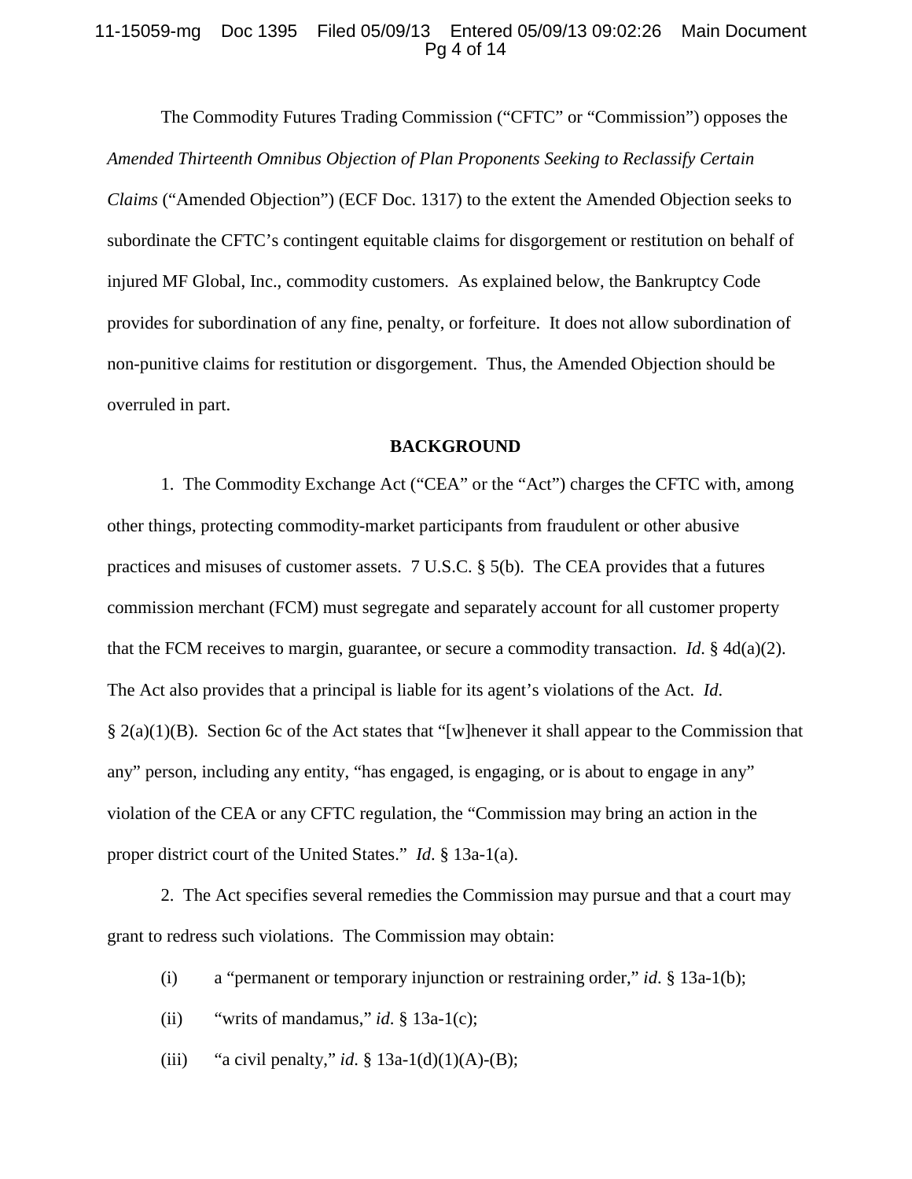The Commodity Futures Trading Commission ("CFTC" or "Commission") opposes the *Amended Thirteenth Omnibus Objection of Plan Proponents Seeking to Reclassify Certain Claims* ("Amended Objection") (ECF Doc. 1317) to the extent the Amended Objection seeks to subordinate the CFTC's contingent equitable claims for disgorgement or restitution on behalf of injured MF Global, Inc., commodity customers. As explained below, the Bankruptcy Code provides for subordination of any fine, penalty, or forfeiture. It does not allow subordination of non-punitive claims for restitution or disgorgement. Thus, the Amended Objection should be overruled in part.

## BACKGROUND

1. The Commodity Exchange Act ("CEA" or the "Act") charges the CFTC with, among other things, protecting commodity-market participants from fraudulent or other abusive practices and misuses of customer assets. 7 U.S.C. § 5(b). The CEA provides that a futures commission merchant (FCM) must segregate and separately account for all customer property that the FCM receives to margin, guarantee, or secure a commodity transaction. *Id.* § 4d(a)(2). The Act also provides that a principal is liable for its agent's violations of the Act. *Id.* § 2(a)(1)(B). Section 6c of the Act states that "[w]henever it shall appear to the Commission that any" person, including any entity, "has engaged, is engaging, or is about to engage in any" violation of the CEA or any CFTC regulation, the "Commission may bring an action in the proper district court of the United States." *Id.* § 13a-1(a).

2. The Act specifies several remedies the Commission may pursue and that a court may grant to redress such violations. The Commission may obtain:

(i) a "permanent or temporary injunction or restraining order," *id*. § 13a-1(b);

(ii) "writs of mandamus," *id*. § 13a-1(c);

(iii) "a civil penalty," *id*. § 13a-1(d)(1)(A)-(B);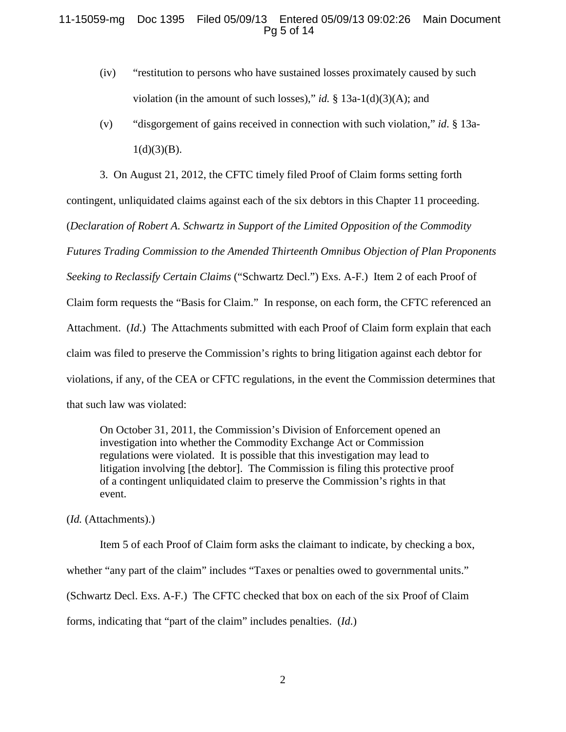(iv) "restitution to persons who have sustained losses proximately caused by such violation (in the amount of such losses)," *id.* § 13a-1(d)(3)(A); and

(v) "disgorgement of gains received in connection with such violation," *id*. § 13a-1(d)(3)(B).

3. On August 21, 2012, the CFTC timely filed Proof of Claim forms setting forth contingent, unliquidated claims against each of the six debtors in this Chapter 11 proceeding. (*Declaration of Robert A. Schwartz in Support of the Limited Opposition of the Commodity Futures Trading Commission to the Amended Thirteenth Omnibus Objection of Plan Proponents Seeking to Reclassify Certain Claims* ("Schwartz Decl.") Exs. A-F.) Item 2 of each Proof of Claim form requests the "Basis for Claim." In response, on each form, the CFTC referenced an Attachment. (*Id*.) The Attachments submitted with each Proof of Claim form explain that each claim was filed to preserve the Commission's rights to bring litigation against each debtor for violations, if any, of the CEA or CFTC regulations, in the event the Commission determines that that such law was violated:

> On October 31, 2011, the Commission's Division of Enforcement opened an investigation into whether the Commodity Exchange Act or Commission regulations were violated. It is possible that this investigation may lead to litigation involving [the debtor]. The Commission is filing this protective proof of a contingent unliquidated claim to preserve the Commission's rights in that event.

(*Id.* (Attachments).)

Item 5 of each Proof of Claim form asks the claimant to indicate, by checking a box, whether "any part of the claim" includes "Taxes or penalties owed to governmental units." (Schwartz Decl. Exs. A-F.) The CFTC checked that box on each of the six Proof of Claim forms, indicating that "part of the claim" includes penalties. (*Id.*)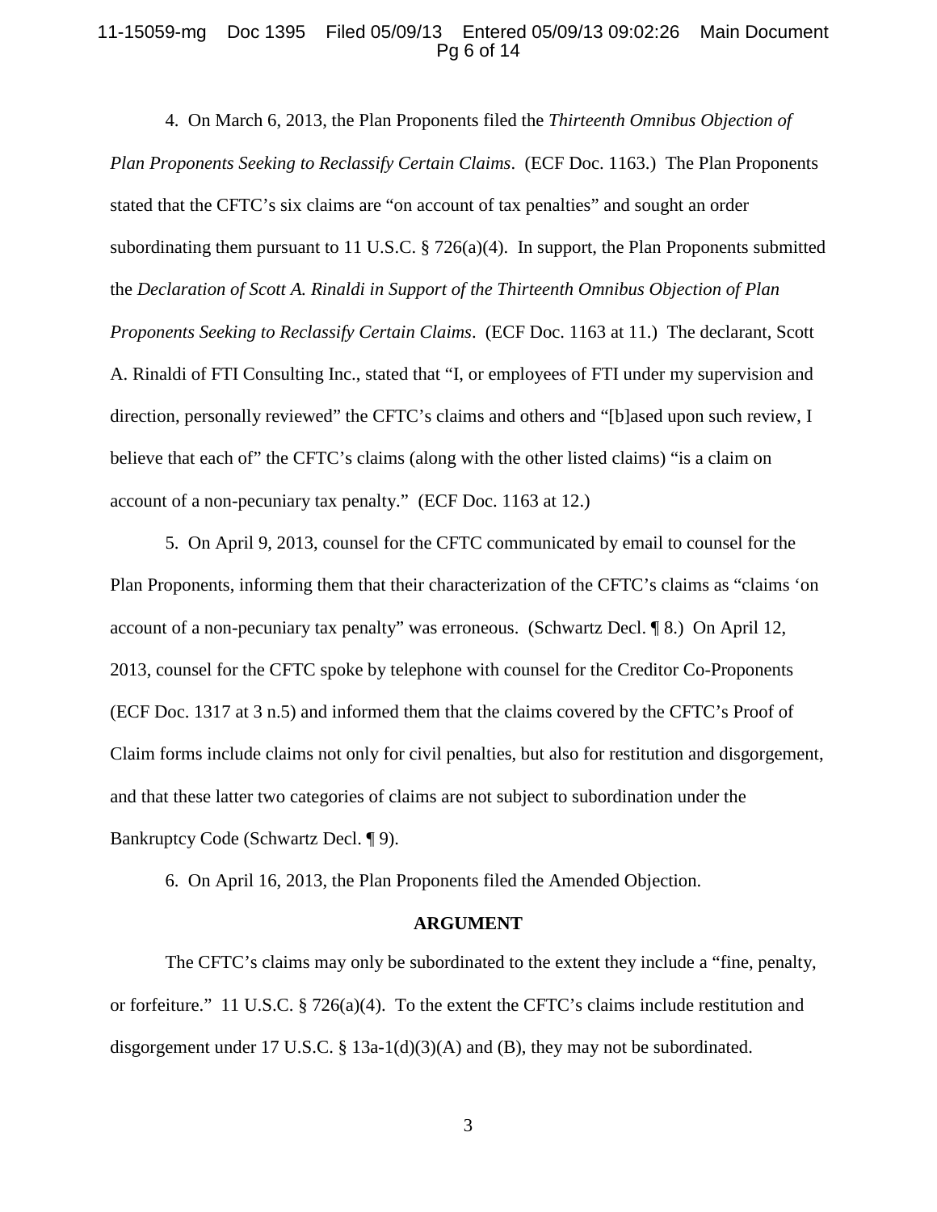4. On March 6, 2013, the Plan Proponents filed the *Thirteenth Omnibus Objection of Plan Proponents Seeking to Reclassify Certain Claims*. (ECF Doc. 1163.) The Plan Proponents stated that the CFTC's six claims are "on account of tax penalties" and sought an order subordinating them pursuant to 11 U.S.C. § 726(a)(4). In support, the Plan Proponents submitted the *Declaration of Scott A. Rinaldi in Support of the Thirteenth Omnibus Objection of Plan Proponents Seeking to Reclassify Certain Claims*. (ECF Doc. 1163 at 11.) The declarant, Scott A. Rinaldi of FTI Consulting Inc., stated that "I, or employees of FTI under my supervision and direction, personally reviewed" the CFTC's claims and others and "[b]ased upon such review, I believe that each of" the CFTC's claims (along with the other listed claims) "is a claim on account of a non-pecuniary tax penalty." (ECF Doc. 1163 at 12.)

5. On April 9, 2013, counsel for the CFTC communicated by email to counsel for the Plan Proponents, informing them that their characterization of the CFTC's claims as "claims 'on account of a non-pecuniary tax penalty" was erroneous. (Schwartz Decl. ¶ 8.) On April 12, 2013, counsel for the CFTC spoke by telephone with counsel for the Creditor Co-Proponents (ECF Doc. 1317 at 3 n.5) and informed them that the claims covered by the CFTC's Proof of Claim forms include claims not only for civil penalties, but also for restitution and disgorgement, and that these latter two categories of claims are not subject to subordination under the Bankruptcy Code (Schwartz Decl. ¶ 9).

6. On April 16, 2013, the Plan Proponents filed the Amended Objection.

## ARGUMENT

The CFTC's claims may only be subordinated to the extent they include a "fine, penalty, or forfeiture." 11 U.S.C. § 726(a)(4). To the extent the CFTC's claims include restitution and disgorgement under 17 U.S.C. § 13a-1(d)(3)(A) and (B), they may not be subordinated.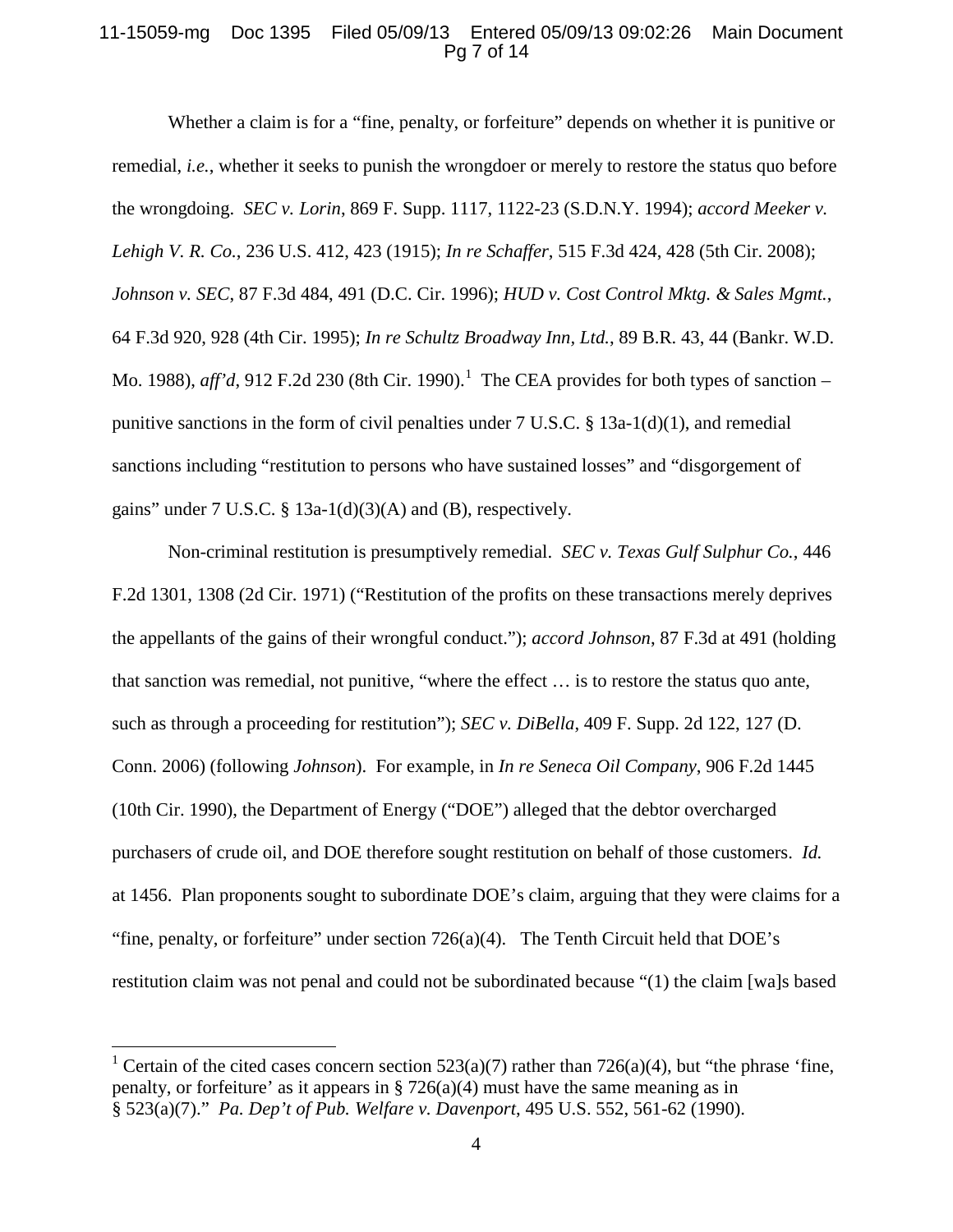Whether a claim is for a "fine, penalty, or forfeiture" depends on whether it is punitive or remedial, *i.e.*, whether it seeks to punish the wrongdoer or merely to restore the status quo before the wrongdoing. *SEC v. Lorin*, 869 F. Supp. 1117, 1122-23 (S.D.N.Y. 1994); *accord Meeker v. Lehigh V. R. Co.*, 236 U.S. 412, 423 (1915); *In re Schaffer*, 515 F.3d 424, 428 (5th Cir. 2008); *Johnson v. SEC*, 87 F.3d 484, 491 (D.C. Cir. 1996); *HUD v. Cost Control Mktg. & Sales Mgmt.*, 64 F.3d 920, 928 (4th Cir. 1995); *In re Schultz Broadway Inn, Ltd.*, 89 B.R. 43, 44 (Bankr. W.D. Mo. 1988), *aff'd*, 912 F.2d 230 (8th Cir. 1990).[1] The CEA provides for both types of sanction – punitive sanctions in the form of civil penalties under 7 U.S.C. § 13a-1(d)(1), and remedial sanctions including "restitution to persons who have sustained losses" and "disgorgement of gains" under 7 U.S.C. § 13a-1(d)(3)(A) and (B), respectively.

Non-criminal restitution is presumptively remedial. *SEC v. Texas Gulf Sulphur Co.*, 446 F.2d 1301, 1308 (2d Cir. 1971) ("Restitution of the profits on these transactions merely deprives the appellants of the gains of their wrongful conduct."); *accord Johnson*, 87 F.3d at 491 (holding that sanction was remedial, not punitive, "where the effect … is to restore the status quo ante, such as through a proceeding for restitution"); *SEC v. DiBella*, 409 F. Supp. 2d 122, 127 (D. Conn. 2006) (following *Johnson*). For example, in *In re Seneca Oil Company*, 906 F.2d 1445 (10th Cir. 1990), the Department of Energy ("DOE") alleged that the debtor overcharged purchasers of crude oil, and DOE therefore sought restitution on behalf of those customers. *Id.* at 1456. Plan proponents sought to subordinate DOE's claim, arguing that they were claims for a "fine, penalty, or forfeiture" under section 726(a)(4). The Tenth Circuit held that DOE's restitution claim was not penal and could not be subordinated because "(1) the claim [wa]s based

[1] Certain of the cited cases concern section 523(a)(7) rather than 726(a)(4), but "the phrase 'fine, penalty, or forfeiture' as it appears in § 726(a)(4) must have the same meaning as in § 523(a)(7)." *Pa. Dep't of Pub. Welfare v. Davenport*, 495 U.S. 552, 561-62 (1990).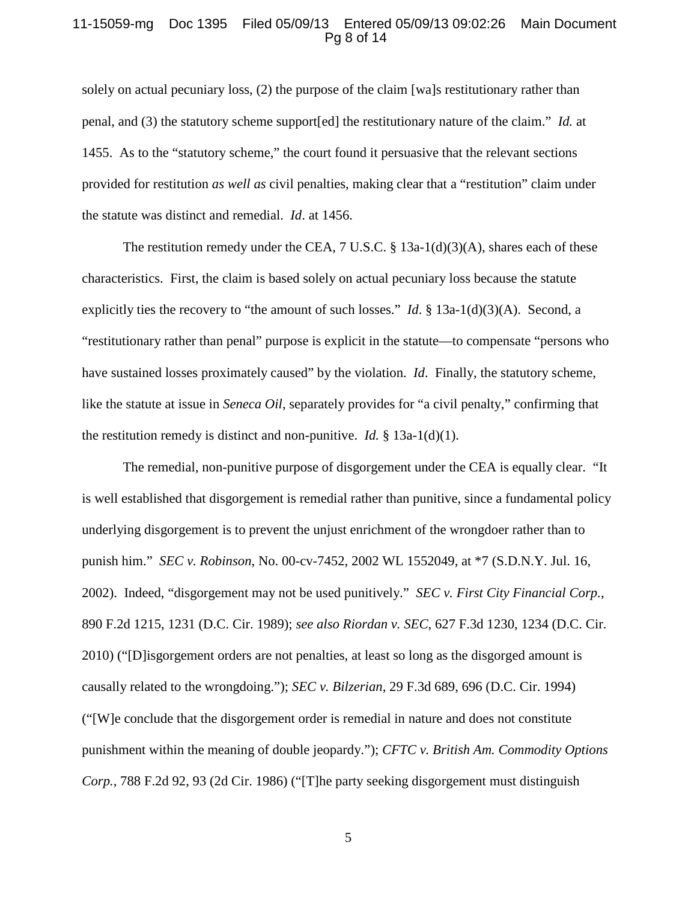solely on actual pecuniary loss, (2) the purpose of the claim [wa]s restitutionary rather than penal, and (3) the statutory scheme support[ed] the restitutionary nature of the claim." *Id.* at 1455. As to the "statutory scheme," the court found it persuasive that the relevant sections provided for restitution *as well as* civil penalties, making clear that a "restitution" claim under the statute was distinct and remedial. *Id*. at 1456.

The restitution remedy under the CEA, 7 U.S.C. § 13a-1(d)(3)(A), shares each of these characteristics. First, the claim is based solely on actual pecuniary loss because the statute explicitly ties the recovery to "the amount of such losses." *Id*. § 13a-1(d)(3)(A). Second, a "restitutionary rather than penal" purpose is explicit in the statute—to compensate "persons who have sustained losses proximately caused" by the violation. *Id*. Finally, the statutory scheme, like the statute at issue in *Seneca Oil*, separately provides for "a civil penalty," confirming that the restitution remedy is distinct and non-punitive. *Id.* § 13a-1(d)(1).

The remedial, non-punitive purpose of disgorgement under the CEA is equally clear. "It is well established that disgorgement is remedial rather than punitive, since a fundamental policy underlying disgorgement is to prevent the unjust enrichment of the wrongdoer rather than to punish him." *SEC v. Robinson*, No. 00-cv-7452, 2002 WL 1552049, at *7 (S.D.N.Y. Jul. 16, 2002). Indeed, "disgorgement may not be used punitively." *SEC v. First City Financial Corp.*, 890 F.2d 1215, 1231 (D.C. Cir. 1989); *see also Riordan v. SEC*, 627 F.3d 1230, 1234 (D.C. Cir. 2010) ("[D]isgorgement orders are not penalties, at least so long as the disgorged amount is causally related to the wrongdoing."); *SEC v. Bilzerian*, 29 F.3d 689, 696 (D.C. Cir. 1994) ("[W]e conclude that the disgorgement order is remedial in nature and does not constitute punishment within the meaning of double jeopardy."); *CFTC v. British Am. Commodity Options Corp.*, 788 F.2d 92, 93 (2d Cir. 1986) ("[T]he party seeking disgorgement must distinguish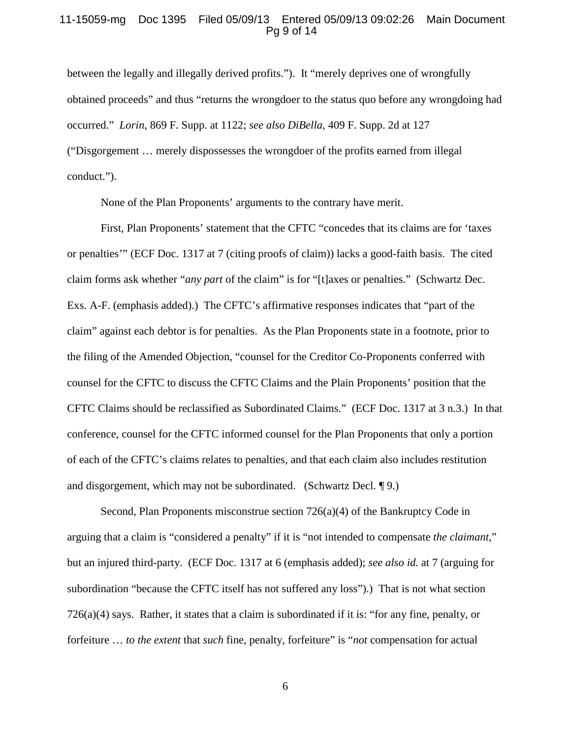between the legally and illegally derived profits."). It "merely deprives one of wrongfully obtained proceeds" and thus "returns the wrongdoer to the status quo before any wrongdoing had occurred." *Lorin*, 869 F. Supp. at 1122; *see also DiBella*, 409 F. Supp. 2d at 127 ("Disgorgement … merely dispossesses the wrongdoer of the profits earned from illegal conduct.").

None of the Plan Proponents' arguments to the contrary have merit.

First, Plan Proponents' statement that the CFTC "concedes that its claims are for 'taxes or penalties'" (ECF Doc. 1317 at 7 (citing proofs of claim)) lacks a good-faith basis. The cited claim forms ask whether "*any part* of the claim" is for "[t]axes or penalties." (Schwartz Dec. Exs. A-F. (emphasis added).) The CFTC's affirmative responses indicates that "part of the claim" against each debtor is for penalties. As the Plan Proponents state in a footnote, prior to the filing of the Amended Objection, "counsel for the Creditor Co-Proponents conferred with counsel for the CFTC to discuss the CFTC Claims and the Plain Proponents' position that the CFTC Claims should be reclassified as Subordinated Claims." (ECF Doc. 1317 at 3 n.3.) In that conference, counsel for the CFTC informed counsel for the Plan Proponents that only a portion of each of the CFTC's claims relates to penalties, and that each claim also includes restitution and disgorgement, which may not be subordinated. (Schwartz Decl. ¶ 9.)

Second, Plan Proponents misconstrue section 726(a)(4) of the Bankruptcy Code in arguing that a claim is "considered a penalty" if it is "not intended to compensate *the claimant*," but an injured third-party. (ECF Doc. 1317 at 6 (emphasis added); *see also id.* at 7 (arguing for subordination "because the CFTC itself has not suffered any loss").) That is not what section 726(a)(4) says. Rather, it states that a claim is subordinated if it is: "for any fine, penalty, or forfeiture … *to the extent* that *such* fine, penalty, forfeiture" is "*not* compensation for actual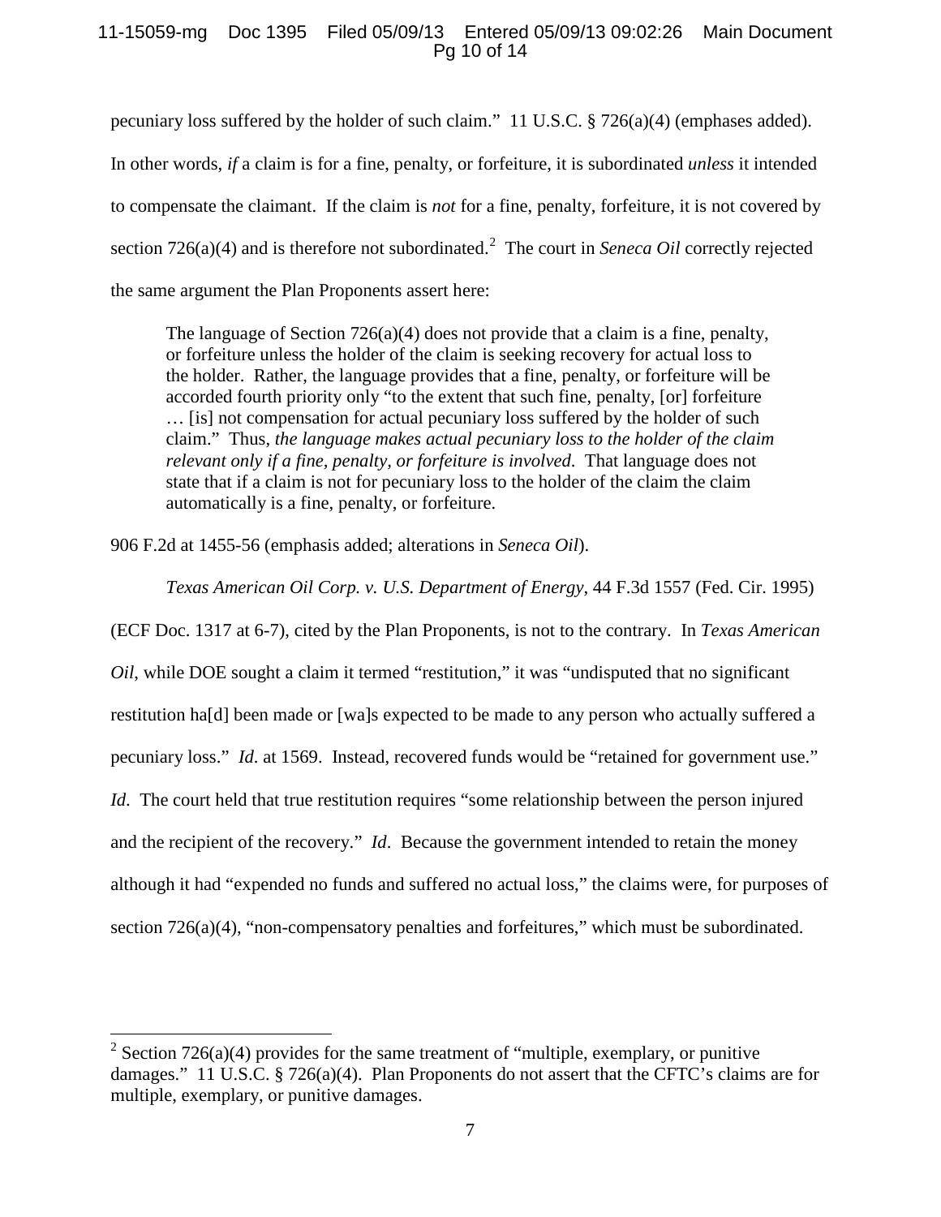pecuniary loss suffered by the holder of such claim." 11 U.S.C. § 726(a)(4) (emphases added). In other words, *if* a claim is for a fine, penalty, or forfeiture, it is subordinated *unless* it intended to compensate the claimant. If the claim is *not* for a fine, penalty, forfeiture, it is not covered by section 726(a)(4) and is therefore not subordinated.[2] The court in *Seneca Oil* correctly rejected the same argument the Plan Proponents assert here:

> The language of Section 726(a)(4) does not provide that a claim is a fine, penalty, or forfeiture unless the holder of the claim is seeking recovery for actual loss to the holder. Rather, the language provides that a fine, penalty, or forfeiture will be accorded fourth priority only "to the extent that such fine, penalty, [or] forfeiture … [is] not compensation for actual pecuniary loss suffered by the holder of such claim." Thus, *the language makes actual pecuniary loss to the holder of the claim relevant only if a fine, penalty, or forfeiture is involved.* That language does not state that if a claim is not for pecuniary loss to the holder of the claim the claim automatically is a fine, penalty, or forfeiture.

906 F.2d at 1455-56 (emphasis added; alterations in *Seneca Oil*).

*Texas American Oil Corp. v. U.S. Department of Energy*, 44 F.3d 1557 (Fed. Cir. 1995) (ECF Doc. 1317 at 6-7), cited by the Plan Proponents, is not to the contrary. In *Texas American Oil*, while DOE sought a claim it termed "restitution," it was "undisputed that no significant restitution ha[d] been made or [wa]s expected to be made to any person who actually suffered a pecuniary loss." *Id*. at 1569. Instead, recovered funds would be "retained for government use." *Id.* The court held that true restitution requires "some relationship between the person injured and the recipient of the recovery." *Id*. Because the government intended to retain the money although it had "expended no funds and suffered no actual loss," the claims were, for purposes of section 726(a)(4), "non-compensatory penalties and forfeitures," which must be subordinated.

---

[2] Section 726(a)(4) provides for the same treatment of "multiple, exemplary, or punitive damages." 11 U.S.C. § 726(a)(4). Plan Proponents do not assert that the CFTC's claims are for multiple, exemplary, or punitive damages.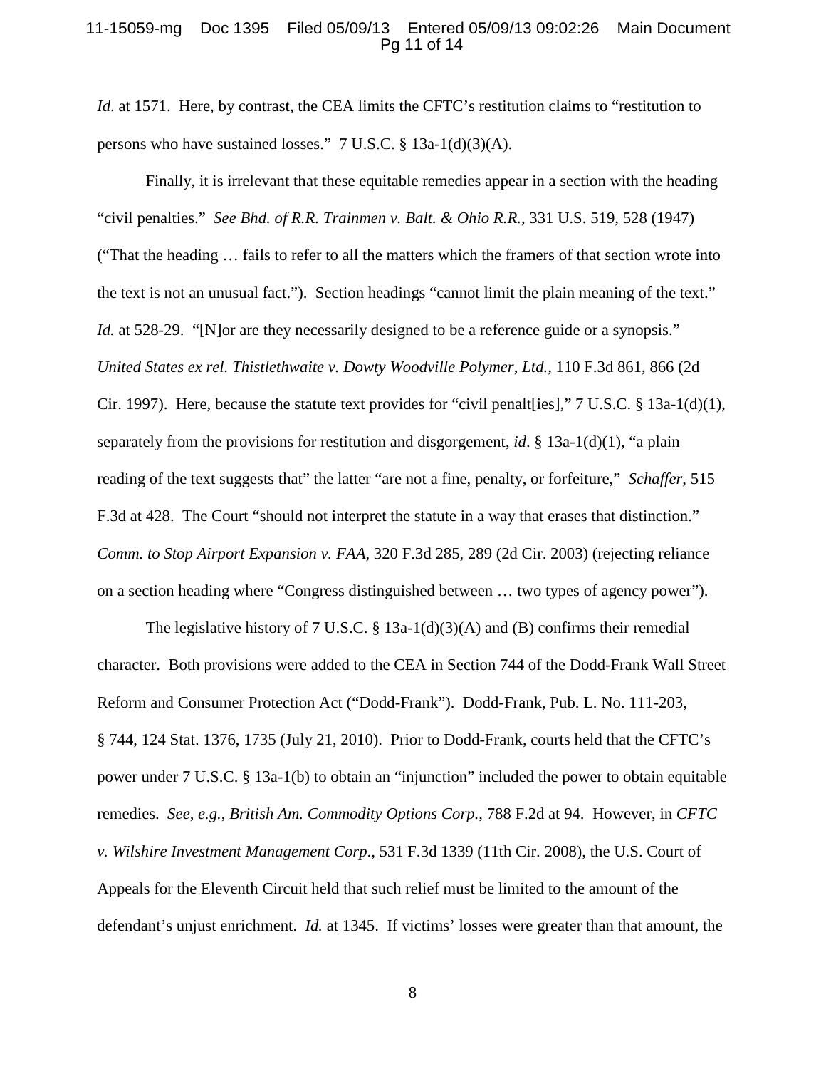*Id*. at 1571. Here, by contrast, the CEA limits the CFTC's restitution claims to "restitution to persons who have sustained losses." 7 U.S.C. § 13a-1(d)(3)(A).

Finally, it is irrelevant that these equitable remedies appear in a section with the heading "civil penalties." *See Bhd. of R.R. Trainmen v. Balt. & Ohio R.R.*, 331 U.S. 519, 528 (1947) ("That the heading … fails to refer to all the matters which the framers of that section wrote into the text is not an unusual fact."). Section headings "cannot limit the plain meaning of the text." *Id.* at 528-29. "[N]or are they necessarily designed to be a reference guide or a synopsis." *United States ex rel. Thistlethwaite v. Dowty Woodville Polymer, Ltd.*, 110 F.3d 861, 866 (2d Cir. 1997). Here, because the statute text provides for "civil penalt[ies]," 7 U.S.C. § 13a-1(d)(1), separately from the provisions for restitution and disgorgement, *id*. § 13a-1(d)(1), "a plain reading of the text suggests that" the latter "are not a fine, penalty, or forfeiture," *Schaffer*, 515 F.3d at 428. The Court "should not interpret the statute in a way that erases that distinction." *Comm. to Stop Airport Expansion v. FAA*, 320 F.3d 285, 289 (2d Cir. 2003) (rejecting reliance on a section heading where "Congress distinguished between … two types of agency power").

The legislative history of 7 U.S.C. § 13a-1(d)(3)(A) and (B) confirms their remedial character. Both provisions were added to the CEA in Section 744 of the Dodd-Frank Wall Street Reform and Consumer Protection Act ("Dodd-Frank"). Dodd-Frank, Pub. L. No. 111-203, § 744, 124 Stat. 1376, 1735 (July 21, 2010). Prior to Dodd-Frank, courts held that the CFTC's power under 7 U.S.C. § 13a-1(b) to obtain an "injunction" included the power to obtain equitable remedies. *See, e.g.*, *British Am. Commodity Options Corp.*, 788 F.2d at 94. However, in *CFTC v. Wilshire Investment Management Corp.*, 531 F.3d 1339 (11th Cir. 2008), the U.S. Court of Appeals for the Eleventh Circuit held that such relief must be limited to the amount of the defendant's unjust enrichment. *Id.* at 1345. If victims' losses were greater than that amount, the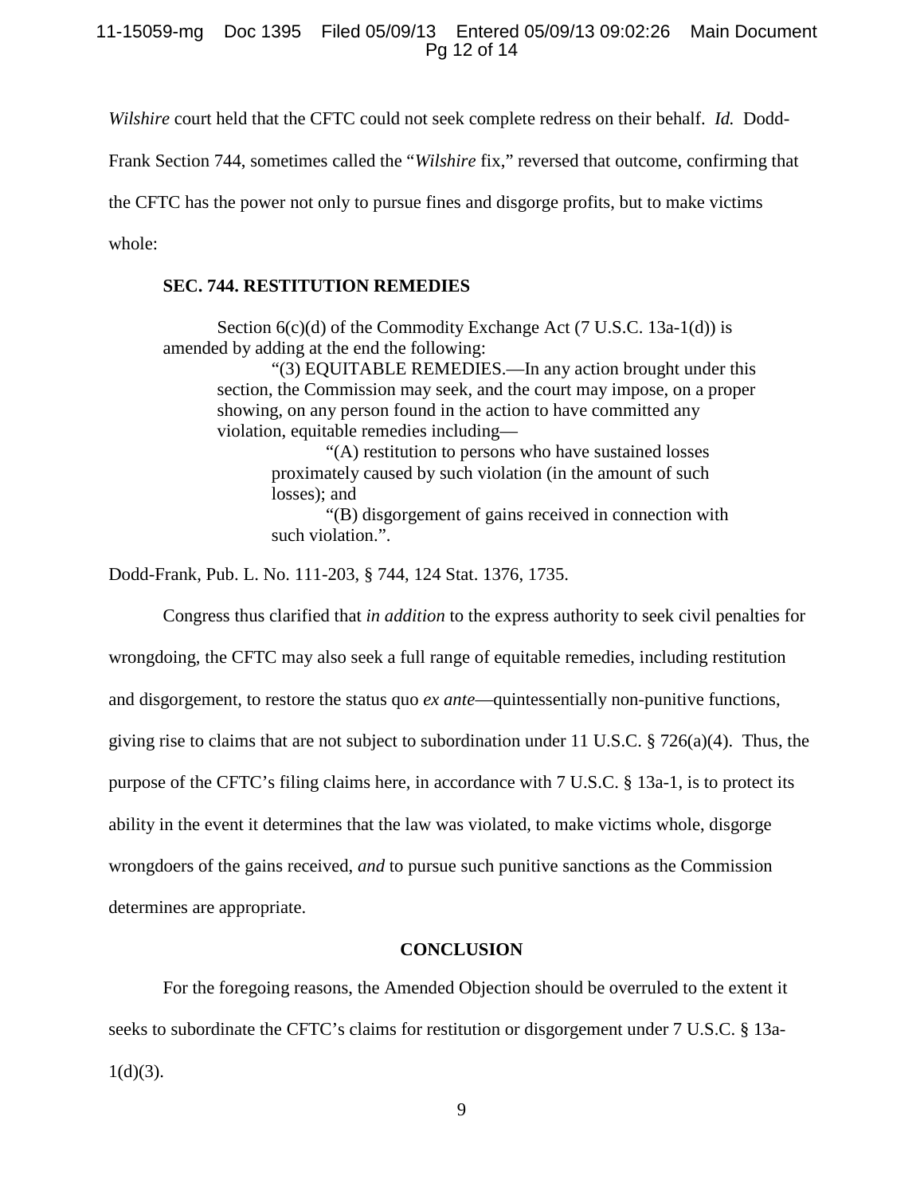*Wilshire* court held that the CFTC could not seek complete redress on their behalf. *Id.* Dodd-Frank Section 744, sometimes called the "*Wilshire* fix," reversed that outcome, confirming that the CFTC has the power not only to pursue fines and disgorge profits, but to make victims whole:

> **SEC. 744. RESTITUTION REMEDIES**
>
> Section 6(c)(d) of the Commodity Exchange Act (7 U.S.C. 13a-1(d)) is amended by adding at the end the following:
>
> > "(3) EQUITABLE REMEDIES.—In any action brought under this section, the Commission may seek, and the court may impose, on a proper showing, on any person found in the action to have committed any violation, equitable remedies including—
> >
> > > "(A) restitution to persons who have sustained losses proximately caused by such violation (in the amount of such losses); and
> > >
> > > "(B) disgorgement of gains received in connection with such violation.".

Dodd-Frank, Pub. L. No. 111-203, § 744, 124 Stat. 1376, 1735.

Congress thus clarified that *in addition* to the express authority to seek civil penalties for wrongdoing, the CFTC may also seek a full range of equitable remedies, including restitution and disgorgement, to restore the status quo *ex ante*—quintessentially non-punitive functions, giving rise to claims that are not subject to subordination under 11 U.S.C. § 726(a)(4). Thus, the purpose of the CFTC's filing claims here, in accordance with 7 U.S.C. § 13a-1, is to protect its ability in the event it determines that the law was violated, to make victims whole, disgorge wrongdoers of the gains received, *and* to pursue such punitive sanctions as the Commission determines are appropriate.

## CONCLUSION

For the foregoing reasons, the Amended Objection should be overruled to the extent it seeks to subordinate the CFTC's claims for restitution or disgorgement under 7 U.S.C. § 13a-1(d)(3).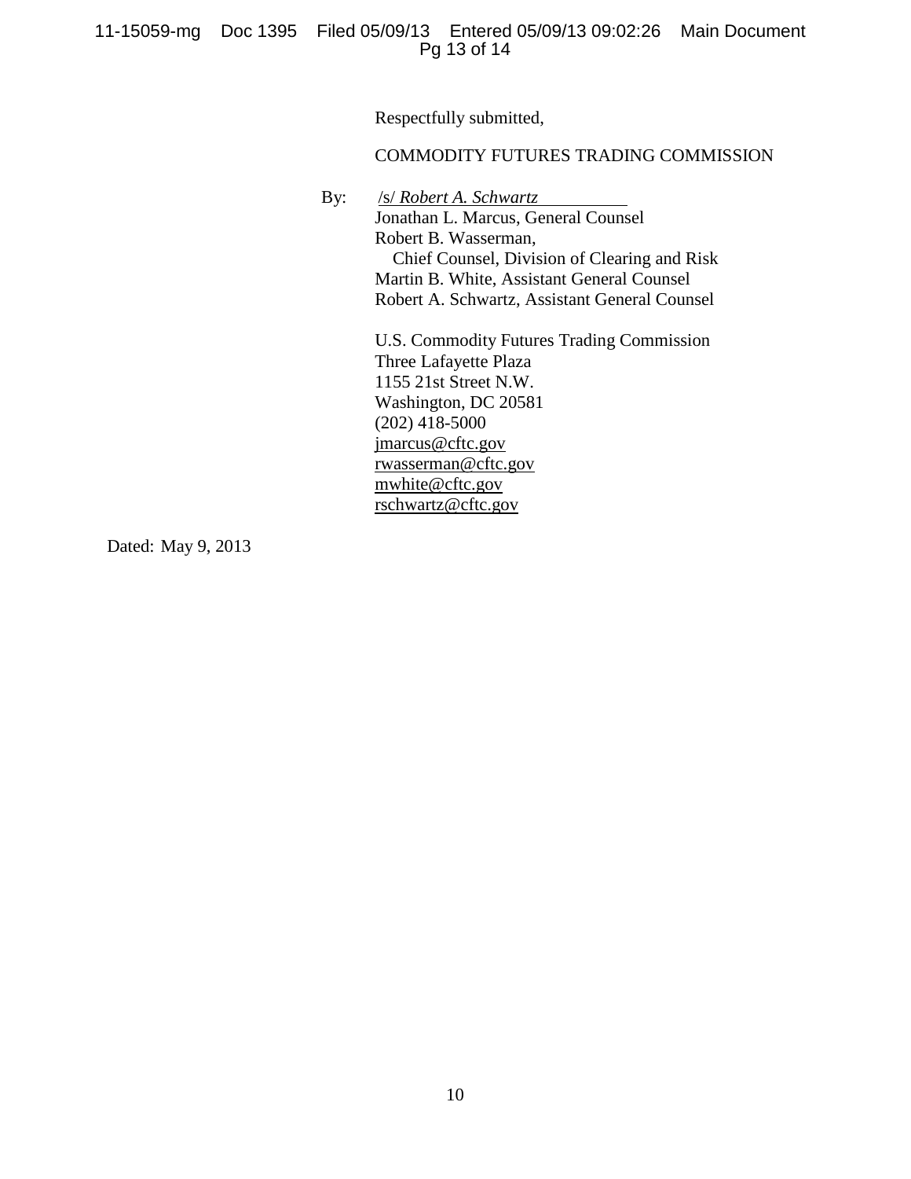Respectfully submitted,

COMMODITY FUTURES TRADING COMMISSION

By: /s/ *Robert A. Schwartz*
Jonathan L. Marcus, General Counsel
Robert B. Wasserman,
Chief Counsel, Division of Clearing and Risk
Martin B. White, Assistant General Counsel
Robert A. Schwartz, Assistant General Counsel

U.S. Commodity Futures Trading Commission
Three Lafayette Plaza
1155 21st Street N.W.
Washington, DC 20581
(202) 418-5000
jmarcus@cftc.gov
rwasserman@cftc.gov
mwhite@cftc.gov
rschwartz@cftc.gov

Dated: May 9, 2013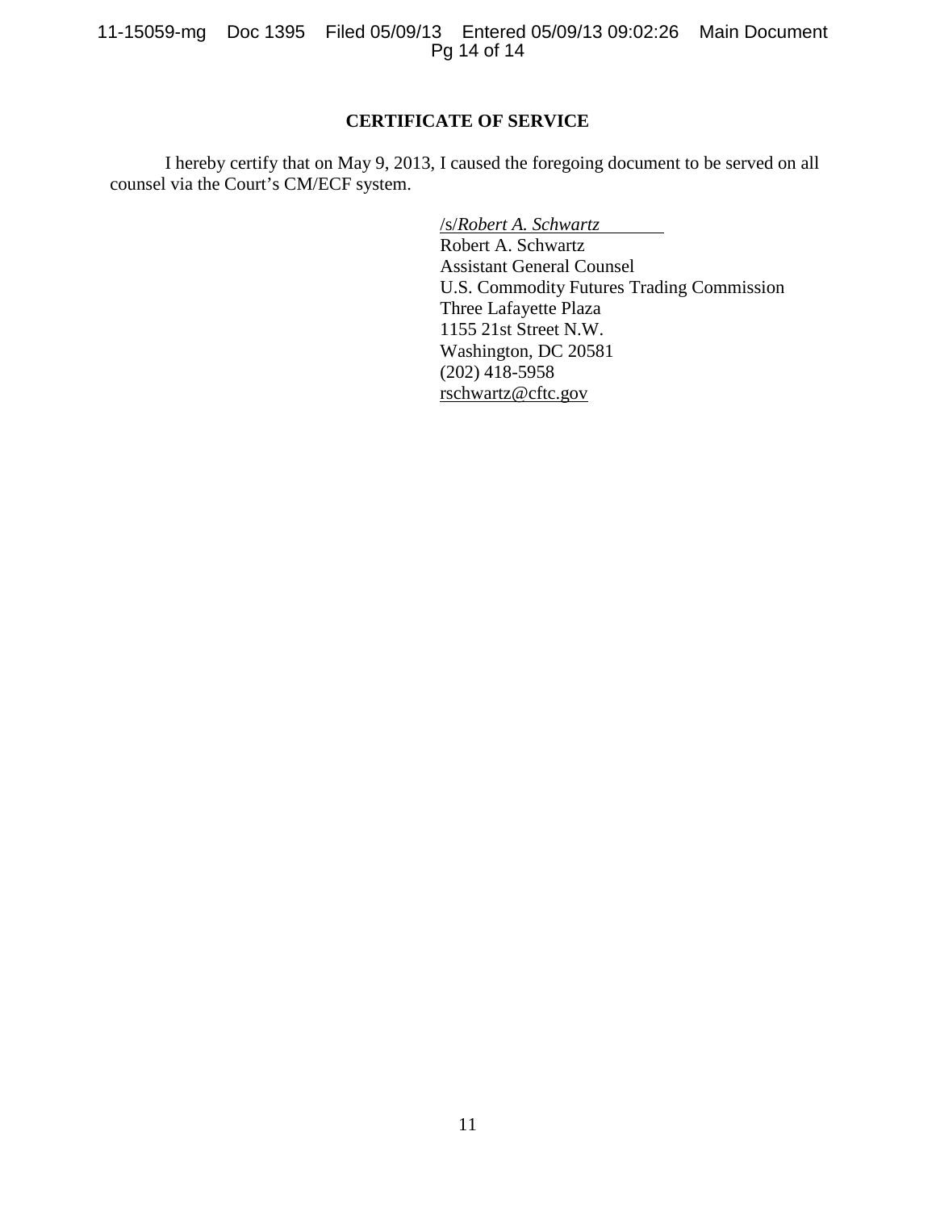## CERTIFICATE OF SERVICE

I hereby certify that on May 9, 2013, I caused the foregoing document to be served on all counsel via the Court's CM/ECF system.

/s/*Robert A. Schwartz*
Robert A. Schwartz
Assistant General Counsel
U.S. Commodity Futures Trading Commission
Three Lafayette Plaza
1155 21st Street N.W.
Washington, DC 20581
(202) 418-5958
rschwartz@cftc.gov